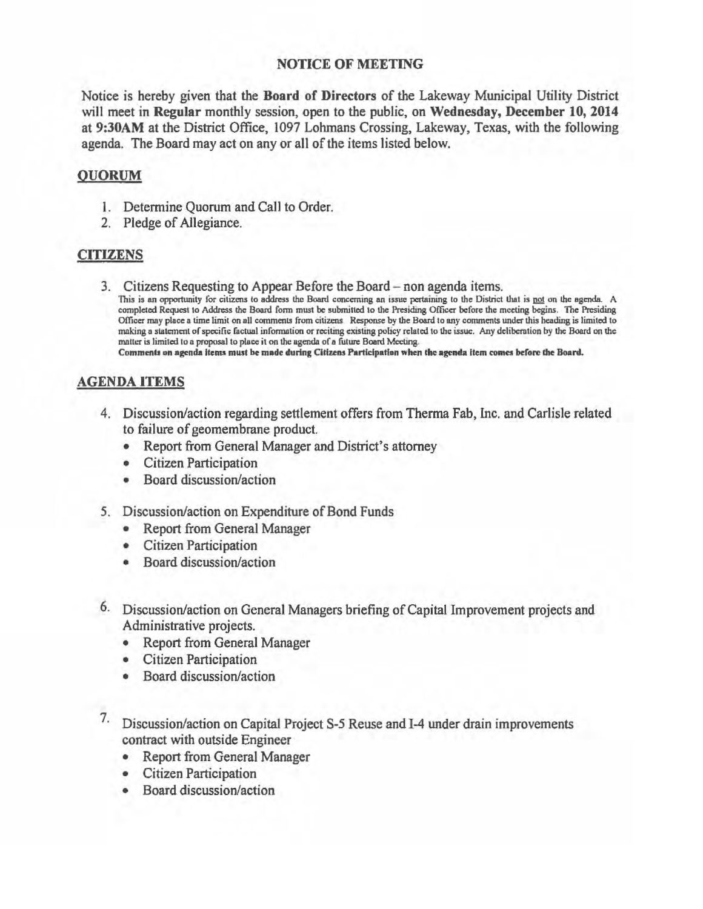## NOTICE OF MEETING

Notice is hereby given that the **Board of Directors** of the Lakeway Municipal Utility District will meet in **Regular** monthly session, open to the public, on **Wednesday, December 10, 2014** at **9:30AM** at the District Office, 1097 Lohmans Crossing, Lakeway, Texas, with the following agenda. The Board may act on any or all of the items listed below.

### QUORUM

1. Determine Quorum and Call to Order.
2. Pledge of Allegiance.

### CITIZENS

3. Citizens Requesting to Appear Before the Board – non agenda items.
   This is an opportunity for citizens to address the Board concerning an issue pertaining to the District that is not on the agenda. A completed Request to Address the Board form must be submitted to the Presiding Officer before the meeting begins. The Presiding Officer may place a time limit on all comments from citizens. Response by the Board to any comments under this heading is limited to making a statement of specific factual information or reciting existing policy related to the issue. Any deliberation by the Board on the matter is limited to a proposal to place it on the agenda of a future Board Meeting.
   **Comments on agenda items must be made during Citizens Participation when the agenda item comes before the Board.**

### AGENDA ITEMS

4. Discussion/action regarding settlement offers from Therma Fab, Inc. and Carlisle related to failure of geomembrane product.
   - Report from General Manager and District's attorney
   - Citizen Participation
   - Board discussion/action
5. Discussion/action on Expenditure of Bond Funds
   - Report from General Manager
   - Citizen Participation
   - Board discussion/action
6. Discussion/action on General Managers briefing of Capital Improvement projects and Administrative projects.
   - Report from General Manager
   - Citizen Participation
   - Board discussion/action
7. Discussion/action on Capital Project S-5 Reuse and I-4 under drain improvements contract with outside Engineer
   - Report from General Manager
   - Citizen Participation
   - Board discussion/action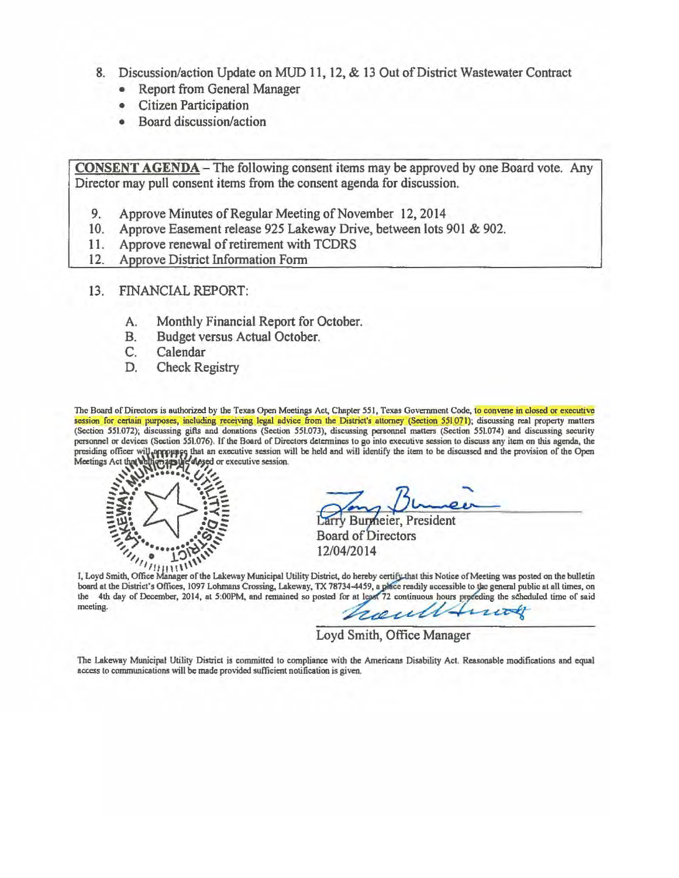8. Discussion/action Update on MUD 11, 12, & 13 Out of District Wastewater Contract
   - Report from General Manager
   - Citizen Participation
   - Board discussion/action

**CONSENT AGENDA** – The following consent items may be approved by one Board vote. Any Director may pull consent items from the consent agenda for discussion.

9. Approve Minutes of Regular Meeting of November 12, 2014
10. Approve Easement release 925 Lakeway Drive, between lots 901 & 902.
11. Approve renewal of retirement with TCDRS
12. Approve District Information Form

13. FINANCIAL REPORT:

    A. Monthly Financial Report for October.
    B. Budget versus Actual October.
    C. Calendar
    D. Check Registry

The Board of Directors is authorized by the Texas Open Meetings Act, Chapter 551, Texas Government Code, to convene in closed or executive session for certain purposes, including receiving legal advice from the District's attorney (Section 551.071); discussing real property matters (Section 551.072); discussing gifts and donations (Section 551.073), discussing personnel matters (Section 551.074) and discussing security personnel or devices (Section 551.076). If the Board of Directors determines to go into executive session to discuss any item on this agenda, the presiding officer will announce that an executive session will be held and will identify the item to be discussed and the provision of the Open Meetings Act that authorizes the closed or executive session.

LAKEWAY MUNICIPAL UTILITY DISTRICT

Larry Burmeier, President
Board of Directors
12/04/2014

I, Loyd Smith, Office Manager of the Lakeway Municipal Utility District, do hereby certify that this Notice of Meeting was posted on the bulletin board at the District's Offices, 1097 Lohmans Crossing, Lakeway, TX 78734-4459, a place readily accessible to the general public at all times, on the 4th day of December, 2014, at 5:00PM, and remained so posted for at least 72 continuous hours preceding the scheduled time of said meeting.

Loyd Smith, Office Manager

The Lakeway Municipal Utility District is committed to compliance with the Americans Disability Act. Reasonable modifications and equal access to communications will be made provided sufficient notification is given.